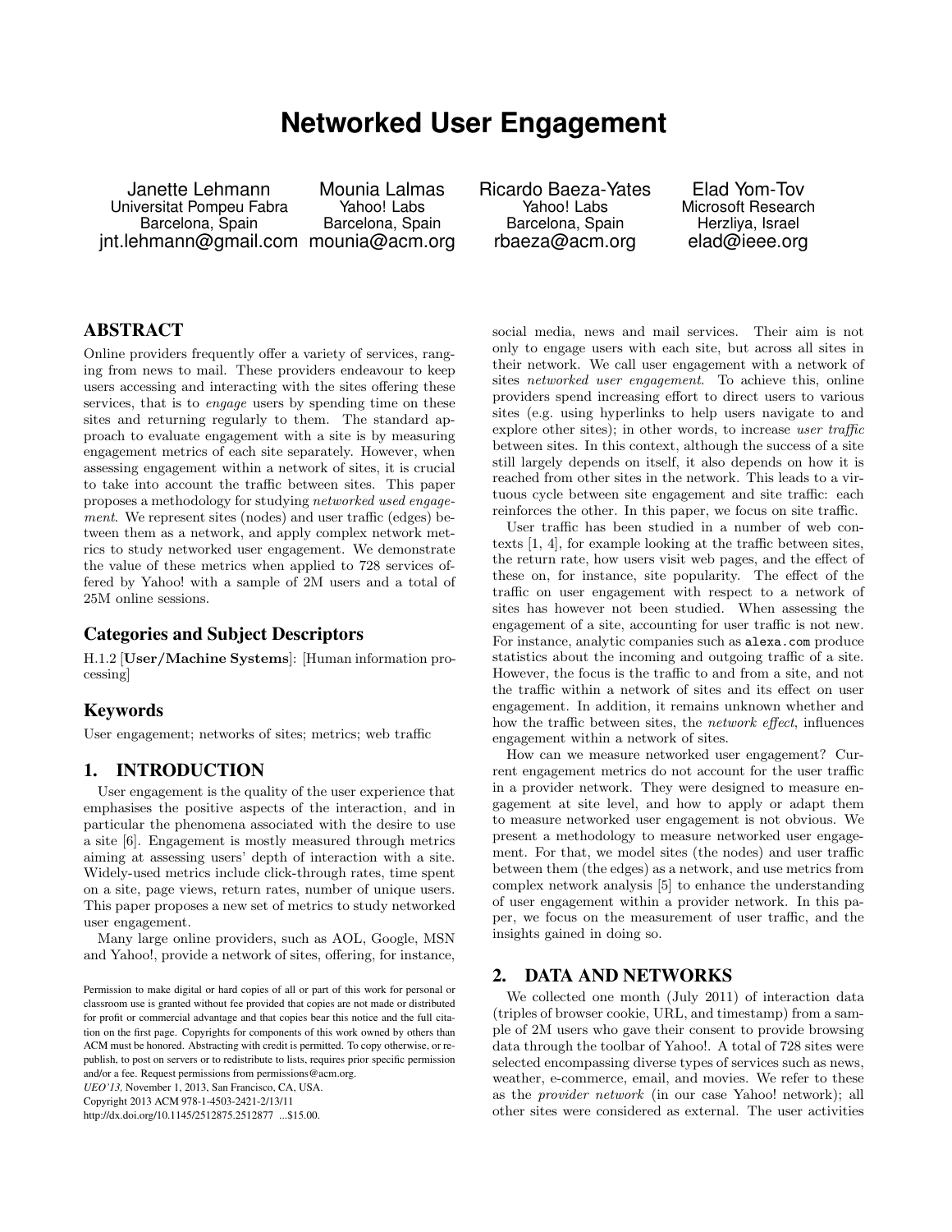# Networked User Engagement

Janette Lehmann
Universitat Pompeu Fabra
Barcelona, Spain
jnt.lehmann@gmail.com

Mounia Lalmas
Yahoo! Labs
Barcelona, Spain
mounia@acm.org

Ricardo Baeza-Yates
Yahoo! Labs
Barcelona, Spain
rbaeza@acm.org

Elad Yom-Tov
Microsoft Research
Herzliya, Israel
elad@ieee.org

## ABSTRACT

Online providers frequently offer a variety of services, ranging from news to mail. These providers endeavour to keep users accessing and interacting with the sites offering these services, that is to *engage* users by spending time on these sites and returning regularly to them. The standard approach to evaluate engagement with a site is by measuring engagement metrics of each site separately. However, when assessing engagement within a network of sites, it is crucial to take into account the traffic between sites. This paper proposes a methodology for studying *networked used engagement*. We represent sites (nodes) and user traffic (edges) between them as a network, and apply complex network metrics to study networked user engagement. We demonstrate the value of these metrics when applied to 728 services offered by Yahoo! with a sample of 2M users and a total of 25M online sessions.

## Categories and Subject Descriptors

H.1.2 [**User/Machine Systems**]: [Human information processing]

## Keywords

User engagement; networks of sites; metrics; web traffic

## 1. INTRODUCTION

User engagement is the quality of the user experience that emphasises the positive aspects of the interaction, and in particular the phenomena associated with the desire to use a site [6]. Engagement is mostly measured through metrics aiming at assessing users' depth of interaction with a site. Widely-used metrics include click-through rates, time spent on a site, page views, return rates, number of unique users. This paper proposes a new set of metrics to study networked user engagement.

Many large online providers, such as AOL, Google, MSN and Yahoo!, provide a network of sites, offering, for instance, social media, news and mail services. Their aim is not only to engage users with each site, but across all sites in their network. We call user engagement with a network of sites *networked user engagement*. To achieve this, online providers spend increasing effort to direct users to various sites (e.g. using hyperlinks to help users navigate to and explore other sites); in other words, to increase *user traffic* between sites. In this context, although the success of a site still largely depends on itself, it also depends on how it is reached from other sites in the network. This leads to a virtuous cycle between site engagement and site traffic: each reinforces the other. In this paper, we focus on site traffic.

User traffic has been studied in a number of web contexts [1, 4], for example looking at the traffic between sites, the return rate, how users visit web pages, and the effect of these on, for instance, site popularity. The effect of the traffic on user engagement with respect to a network of sites has however not been studied. When assessing the engagement of a site, accounting for user traffic is not new. For instance, analytic companies such as `alexa.com` produce statistics about the incoming and outgoing traffic of a site. However, the focus is the traffic to and from a site, and not the traffic within a network of sites and its effect on user engagement. In addition, it remains unknown whether and how the traffic between sites, the *network effect*, influences engagement within a network of sites.

How can we measure networked user engagement? Current engagement metrics do not account for the user traffic in a provider network. They were designed to measure engagement at site level, and how to apply or adapt them to measure networked user engagement is not obvious. We present a methodology to measure networked user engagement. For that, we model sites (the nodes) and user traffic between them (the edges) as a network, and use metrics from complex network analysis [5] to enhance the understanding of user engagement within a provider network. In this paper, we focus on the measurement of user traffic, and the insights gained in doing so.

## 2. DATA AND NETWORKS

We collected one month (July 2011) of interaction data (triples of browser cookie, URL, and timestamp) from a sample of 2M users who gave their consent to provide browsing data through the toolbar of Yahoo!. A total of 728 sites were selected encompassing diverse types of services such as news, weather, e-commerce, email, and movies. We refer to these as the *provider network* (in our case Yahoo! network); all other sites were considered as external. The user activities

Permission to make digital or hard copies of all or part of this work for personal or classroom use is granted without fee provided that copies are not made or distributed for profit or commercial advantage and that copies bear this notice and the full citation on the first page. Copyrights for components of this work owned by others than ACM must be honored. Abstracting with credit is permitted. To copy otherwise, or republish, to post on servers or to redistribute to lists, requires prior specific permission and/or a fee. Request permissions from permissions@acm.org.
*UEO'13,* November 1, 2013, San Francisco, CA, USA.
Copyright 2013 ACM 978-1-4503-2421-2/13/11
http://dx.doi.org/10.1145/2512875.2512877 ...$15.00.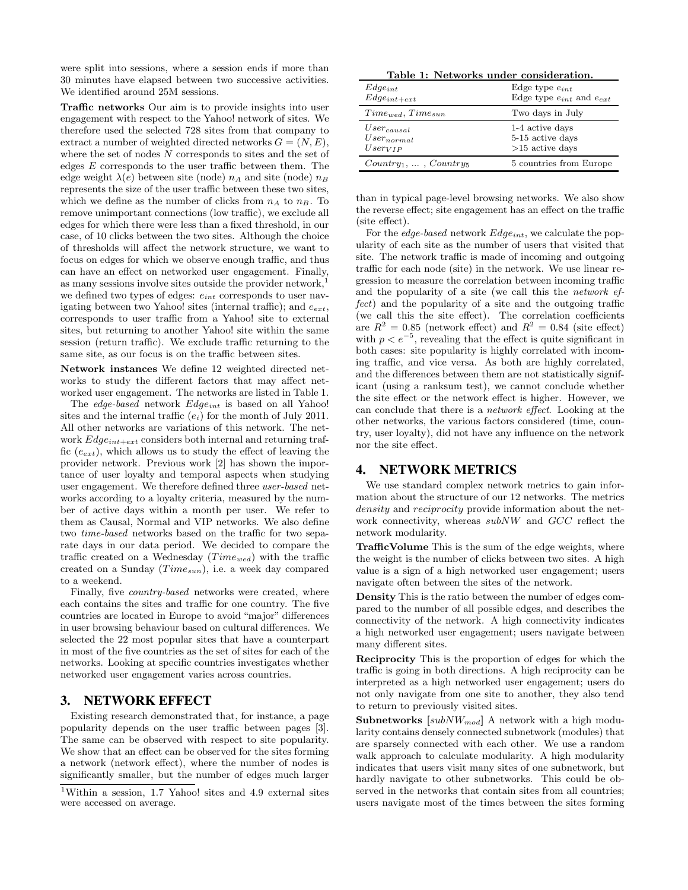were split into sessions, where a session ends if more than 30 minutes have elapsed between two successive activities. We identified around 25M sessions.

**Traffic networks** Our aim is to provide insights into user engagement with respect to the Yahoo! network of sites. We therefore used the selected 728 sites from that company to extract a number of weighted directed networks $G = (N, E)$, where the set of nodes $N$ corresponds to sites and the set of edges $E$ corresponds to the user traffic between them. The edge weight $\lambda(e)$ between site (node) $n_A$ and site (node) $n_B$ represents the size of the user traffic between these two sites, which we define as the number of clicks from $n_A$ to $n_B$. To remove unimportant connections (low traffic), we exclude all edges for which there were less than a fixed threshold, in our case, of 10 clicks between the two sites. Although the choice of thresholds will affect the network structure, we want to focus on edges for which we observe enough traffic, and thus can have an effect on networked user engagement. Finally, as many sessions involve sites outside the provider network,[1] we defined two types of edges: $e_{int}$ corresponds to user navigating between two Yahoo! sites (internal traffic); and $e_{ext}$, corresponds to user traffic from a Yahoo! site to external sites, but returning to another Yahoo! site within the same session (return traffic). We exclude traffic returning to the same site, as our focus is on the traffic between sites.

**Network instances** We define 12 weighted directed networks to study the different factors that may affect networked user engagement. The networks are listed in Table 1.

The *edge-based* network $Edge_{int}$ is based on all Yahoo! sites and the internal traffic ($e_i$) for the month of July 2011. All other networks are variations of this network. The network $Edge_{int+ext}$ considers both internal and returning traffic ($e_{ext}$), which allows us to study the effect of leaving the provider network. Previous work [2] has shown the importance of user loyalty and temporal aspects when studying user engagement. We therefore defined three *user-based* networks according to a loyalty criteria, measured by the number of active days within a month per user. We refer to them as Causal, Normal and VIP networks. We also define two *time-based* networks based on the traffic for two separate days in our data period. We decided to compare the traffic created on a Wednesday ($Time_{wed}$) with the traffic created on a Sunday ($Time_{sun}$), i.e. a week day compared to a weekend.

Finally, five *country-based* networks were created, where each contains the sites and traffic for one country. The five countries are located in Europe to avoid "major" differences in user browsing behaviour based on cultural differences. We selected the 22 most popular sites that have a counterpart in most of the five countries as the set of sites for each of the networks. Looking at specific countries investigates whether networked user engagement varies across countries.

## 3. NETWORK EFFECT

Existing research demonstrated that, for instance, a page popularity depends on the user traffic between pages [3]. The same can be observed with respect to site popularity. We show that an effect can be observed for the sites forming a network (network effect), where the number of nodes is significantly smaller, but the number of edges much larger than in typical page-level browsing networks. We also show the reverse effect; site engagement has an effect on the traffic (site effect).

For the *edge-based* network $Edge_{int}$, we calculate the popularity of each site as the number of users that visited that site. The network traffic is made of incoming and outgoing traffic for each node (site) in the network. We use linear regression to measure the correlation between incoming traffic and the popularity of a site (we call this the *network effect*) and the popularity of a site and the outgoing traffic (we call this the site effect). The correlation coefficients are $R^2 = 0.85$ (network effect) and $R^2 = 0.84$ (site effect) with $p < e^{-5}$, revealing that the effect is quite significant in both cases: site popularity is highly correlated with incoming traffic, and vice versa. As both are highly correlated, and the differences between them are not statistically significant (using a ranksum test), we cannot conclude whether the site effect or the network effect is higher. However, we can conclude that there is a *network effect*. Looking at the other networks, the various factors considered (time, country, user loyalty), did not have any influence on the network nor the site effect.

[1] Within a session, 1.7 Yahoo! sites and 4.9 external sites were accessed on average.

**Table 1: Networks under consideration.**

| | |
|---|---|
| $Edge_{int}$<br>$Edge_{int+ext}$ | Edge type $e_{int}$<br>Edge type $e_{int}$ and $e_{ext}$ |
| $Time_{wed}$, $Time_{sun}$ | Two days in July |
| $User_{causal}$<br>$User_{normal}$<br>$User_{VIP}$ | 1-4 active days<br>5-15 active days<br>>15 active days |
| $Country_1$, ... , $Country_5$ | 5 countries from Europe |

## 4. NETWORK METRICS

We use standard complex network metrics to gain information about the structure of our 12 networks. The metrics *density* and *reciprocity* provide information about the network connectivity, whereas *subNW* and *GCC* reflect the network modularity.

**TrafficVolume** This is the sum of the edge weights, where the weight is the number of clicks between two sites. A high value is a sign of a high networked user engagement; users navigate often between the sites of the network.

**Density** This is the ratio between the number of edges compared to the number of all possible edges, and describes the connectivity of the network. A high connectivity indicates a high networked user engagement; users navigate between many different sites.

**Reciprocity** This is the proportion of edges for which the traffic is going in both directions. A high reciprocity can be interpreted as a high networked user engagement; users do not only navigate from one site to another, they also tend to return to previously visited sites.

**Subnetworks** [$subNW_{mod}$] A network with a high modularity contains densely connected subnetwork (modules) that are sparsely connected with each other. We use a random walk approach to calculate modularity. A high modularity indicates that users visit many sites of one subnetwork, but hardly navigate to other subnetworks. This could be observed in the networks that contain sites from all countries; users navigate most of the times between the sites forming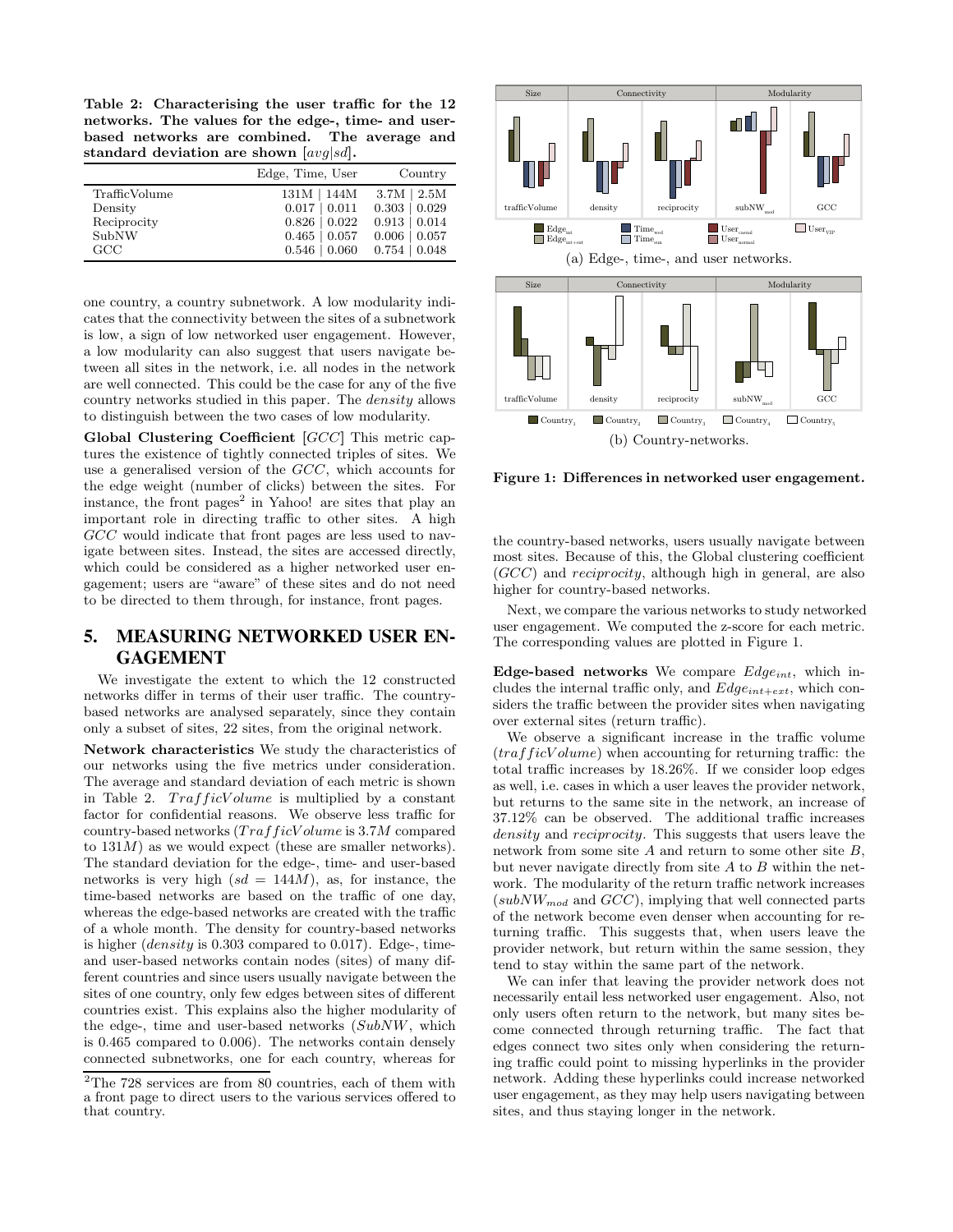**Table 2: Characterising the user traffic for the 12 networks. The values for the edge-, time- and user-based networks are combined. The average and standard deviation are shown [$avg|sd$].**

|  | Edge, Time, User | Country |
|---|---|---|
| TrafficVolume | 131M \| 144M | 3.7M \| 2.5M |
| Density | 0.017 \| 0.011 | 0.303 \| 0.029 |
| Reciprocity | 0.826 \| 0.022 | 0.913 \| 0.014 |
| SubNW | 0.465 \| 0.057 | 0.006 \| 0.057 |
| GCC | 0.546 \| 0.060 | 0.754 \| 0.048 |

one country, a country subnetwork. A low modularity indicates that the connectivity between the sites of a subnetwork is low, a sign of low networked user engagement. However, a low modularity can also suggest that users navigate between all sites in the network, i.e. all nodes in the network are well connected. This could be the case for any of the five country networks studied in this paper. The *density* allows to distinguish between the two cases of low modularity.

**Global Clustering Coefficient** [$GCC$] This metric captures the existence of tightly connected triples of sites. We use a generalised version of the $GCC$, which accounts for the edge weight (number of clicks) between the sites. For instance, the front pages[2] in Yahoo! are sites that play an important role in directing traffic to other sites. A high $GCC$ would indicate that front pages are less used to navigate between sites. Instead, the sites are accessed directly, which could be considered as a higher networked user engagement; users are "aware" of these sites and do not need to be directed to them through, for instance, front pages.

## 5. MEASURING NETWORKED USER ENGAGEMENT

We investigate the extent to which the 12 constructed networks differ in terms of their user traffic. The country-based networks are analysed separately, since they contain only a subset of sites, 22 sites, from the original network.

**Network characteristics** We study the characteristics of our networks using the five metrics under consideration. The average and standard deviation of each metric is shown in Table 2. $TrafficVolume$ is multiplied by a constant factor for confidential reasons. We observe less traffic for country-based networks ($TrafficVolume$ is $3.7M$ compared to $131M$) as we would expect (these are smaller networks). The standard deviation for the edge-, time- and user-based networks is very high ($sd = 144M$), as, for instance, the time-based networks are based on the traffic of one day, whereas the edge-based networks are created with the traffic of a whole month. The density for country-based networks is higher (*density* is 0.303 compared to 0.017). Edge-, time- and user-based networks contain nodes (sites) of many different countries and since users usually navigate between the sites of one country, only few edges between sites of different countries exist. This explains also the higher modularity of the edge-, time and user-based networks ($SubNW$, which is 0.465 compared to 0.006). The networks contain densely connected subnetworks, one for each country, whereas for the country-based networks, users usually navigate between most sites. Because of this, the Global clustering coefficient ($GCC$) and *reciprocity*, although high in general, are also higher for country-based networks.

Next, we compare the various networks to study networked user engagement. We computed the z-score for each metric. The corresponding values are plotted in Figure 1.

(a) Edge-, time-, and user networks.

(b) Country-networks.

**Figure 1: Differences in networked user engagement.**

**Edge-based networks** We compare $Edge_{int}$, which includes the internal traffic only, and $Edge_{int+ext}$, which considers the traffic between the provider sites when navigating over external sites (return traffic).

We observe a significant increase in the traffic volume ($trafficVolume$) when accounting for returning traffic: the total traffic increases by 18.26%. If we consider loop edges as well, i.e. cases in which a user leaves the provider network, but returns to the same site in the network, an increase of 37.12% can be observed. The additional traffic increases *density* and *reciprocity*. This suggests that users leave the network from some site $A$ and return to some other site $B$, but never navigate directly from site $A$ to $B$ within the network. The modularity of the return traffic network increases ($subNW_{mod}$ and $GCC$), implying that well connected parts of the network become even denser when accounting for returning traffic. This suggests that, when users leave the provider network, but return within the same session, they tend to stay within the same part of the network.

We can infer that leaving the provider network does not necessarily entail less networked user engagement. Also, not only users often return to the network, but many sites become connected through returning traffic. The fact that edges connect two sites only when considering the returning traffic could point to missing hyperlinks in the provider network. Adding these hyperlinks could increase networked user engagement, as they may help users navigating between sites, and thus staying longer in the network.

[2] The 728 services are from 80 countries, each of them with a front page to direct users to the various services offered to that country.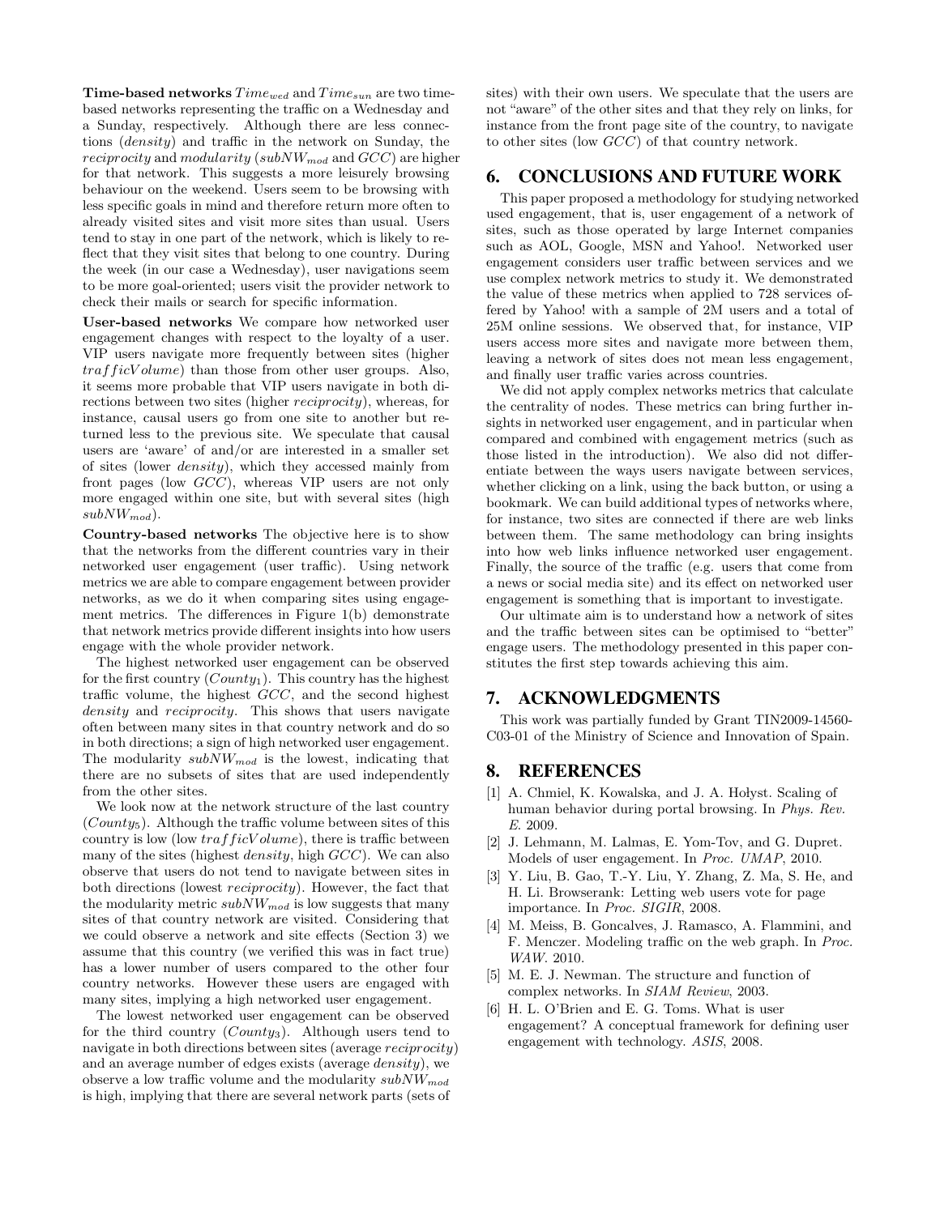**Time-based networks** $Time_{wed}$ and $Time_{sun}$ are two time-based networks representing the traffic on a Wednesday and a Sunday, respectively. Although there are less connections (*density*) and traffic in the network on Sunday, the *reciprocity* and *modularity* ($subNW_{mod}$ and $GCC$) are higher for that network. This suggests a more leisurely browsing behaviour on the weekend. Users seem to be browsing with less specific goals in mind and therefore return more often to already visited sites and visit more sites than usual. Users tend to stay in one part of the network, which is likely to reflect that they visit sites that belong to one country. During the week (in our case a Wednesday), user navigations seem to be more goal-oriented; users visit the provider network to check their mails or search for specific information.

**User-based networks** We compare how networked user engagement changes with respect to the loyalty of a user. VIP users navigate more frequently between sites (higher $trafficVolume$) than those from other user groups. Also, it seems more probable that VIP users navigate in both directions between two sites (higher *reciprocity*), whereas, for instance, causal users go from one site to another but returned less to the previous site. We speculate that causal users are 'aware' of and/or are interested in a smaller set of sites (lower *density*), which they accessed mainly from front pages (low $GCC$), whereas VIP users are not only more engaged within one site, but with several sites (high $subNW_{mod}$).

**Country-based networks** The objective here is to show that the networks from the different countries vary in their networked user engagement (user traffic). Using network metrics we are able to compare engagement between provider networks, as we do it when comparing sites using engagement metrics. The differences in Figure 1(b) demonstrate that network metrics provide different insights into how users engage with the whole provider network.

The highest networked user engagement can be observed for the first country ($County_1$). This country has the highest traffic volume, the highest $GCC$, and the second highest *density* and *reciprocity*. This shows that users navigate often between many sites in that country network and do so in both directions; a sign of high networked user engagement. The modularity $subNW_{mod}$ is the lowest, indicating that there are no subsets of sites that are used independently from the other sites.

We look now at the network structure of the last country ($County_5$). Although the traffic volume between sites of this country is low (low $trafficVolume$), there is traffic between many of the sites (highest *density*, high $GCC$). We can also observe that users do not tend to navigate between sites in both directions (lowest *reciprocity*). However, the fact that the modularity metric $subNW_{mod}$ is low suggests that many sites of that country network are visited. Considering that we could observe a network and site effects (Section 3) we assume that this country (we verified this was in fact true) has a lower number of users compared to the other four country networks. However these users are engaged with many sites, implying a high networked user engagement.

The lowest networked user engagement can be observed for the third country ($County_3$). Although users tend to navigate in both directions between sites (average *reciprocity*) and an average number of edges exists (average *density*), we observe a low traffic volume and the modularity $subNW_{mod}$ is high, implying that there are several network parts (sets of sites) with their own users. We speculate that the users are not "aware" of the other sites and that they rely on links, for instance from the front page site of the country, to navigate to other sites (low $GCC$) of that country network.

## 6. CONCLUSIONS AND FUTURE WORK

This paper proposed a methodology for studying networked used engagement, that is, user engagement of a network of sites, such as those operated by large Internet companies such as AOL, Google, MSN and Yahoo!. Networked user engagement considers user traffic between services and we use complex network metrics to study it. We demonstrated the value of these metrics when applied to 728 services offered by Yahoo! with a sample of 2M users and a total of 25M online sessions. We observed that, for instance, VIP users access more sites and navigate more between them, leaving a network of sites does not mean less engagement, and finally user traffic varies across countries.

We did not apply complex networks metrics that calculate the centrality of nodes. These metrics can bring further insights in networked user engagement, and in particular when compared and combined with engagement metrics (such as those listed in the introduction). We also did not differentiate between the ways users navigate between services, whether clicking on a link, using the back button, or using a bookmark. We can build additional types of networks where, for instance, two sites are connected if there are web links between them. The same methodology can bring insights into how web links influence networked user engagement. Finally, the source of the traffic (e.g. users that come from a news or social media site) and its effect on networked user engagement is something that is important to investigate.

Our ultimate aim is to understand how a network of sites and the traffic between sites can be optimised to "better" engage users. The methodology presented in this paper constitutes the first step towards achieving this aim.

## 7. ACKNOWLEDGMENTS

This work was partially funded by Grant TIN2009-14560-C03-01 of the Ministry of Science and Innovation of Spain.

## 8. REFERENCES

[1] A. Chmiel, K. Kowalska, and J. A. Hołyst. Scaling of human behavior during portal browsing. In *Phys. Rev. E*. 2009.

[2] J. Lehmann, M. Lalmas, E. Yom-Tov, and G. Dupret. Models of user engagement. In *Proc. UMAP*, 2010.

[3] Y. Liu, B. Gao, T.-Y. Liu, Y. Zhang, Z. Ma, S. He, and H. Li. Browserank: Letting web users vote for page importance. In *Proc. SIGIR*, 2008.

[4] M. Meiss, B. Goncalves, J. Ramasco, A. Flammini, and F. Menczer. Modeling traffic on the web graph. In *Proc. WAW*. 2010.

[5] M. E. J. Newman. The structure and function of complex networks. In *SIAM Review*, 2003.

[6] H. L. O'Brien and E. G. Toms. What is user engagement? A conceptual framework for defining user engagement with technology. *ASIS*, 2008.